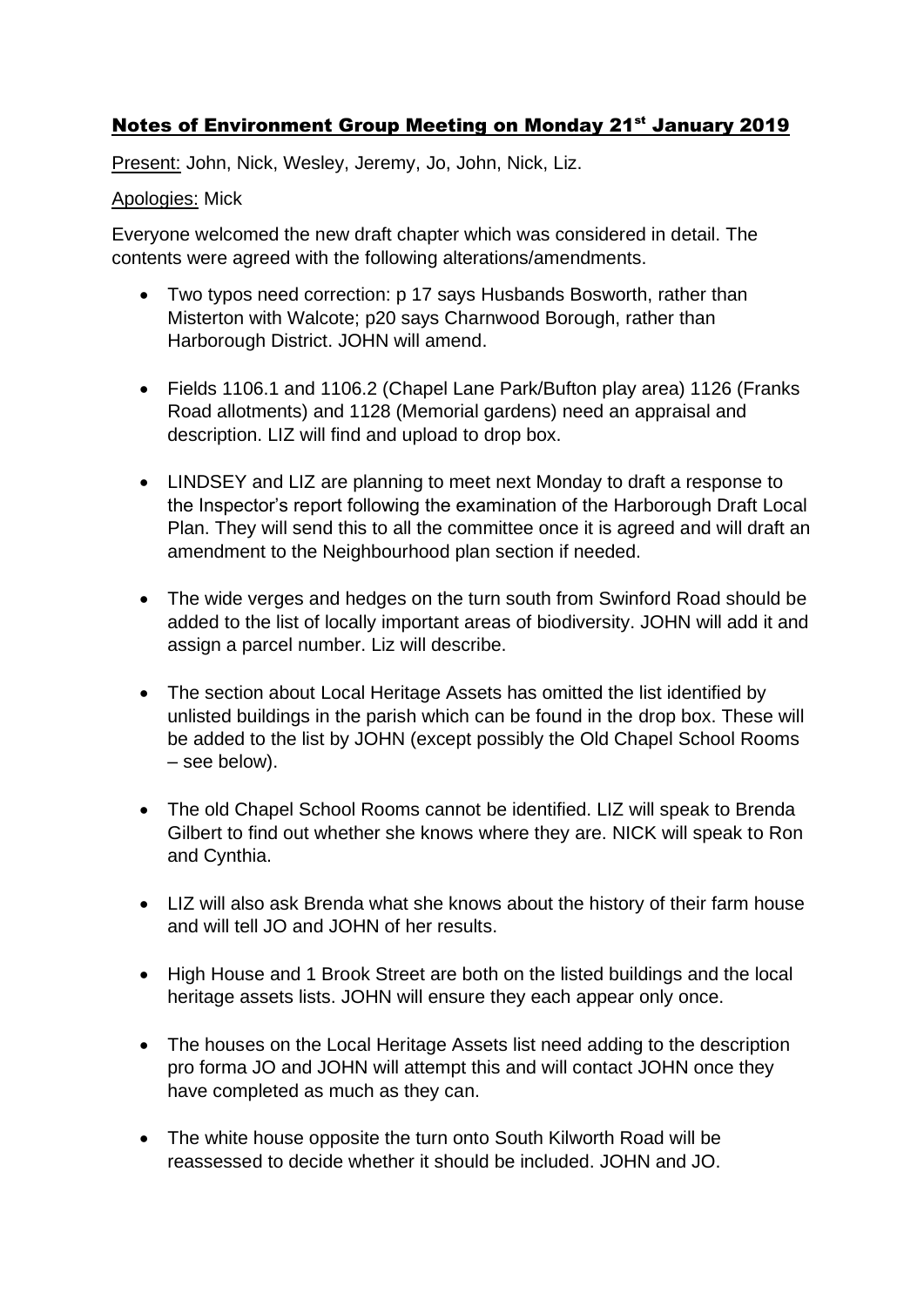# Notes of Environment Group Meeting on Monday 21st January 2019

Present: John, Nick, Wesley, Jeremy, Jo, John, Nick, Liz.

Apologies: Mick

Everyone welcomed the new draft chapter which was considered in detail. The contents were agreed with the following alterations/amendments.

- Two typos need correction: p 17 says Husbands Bosworth, rather than Misterton with Walcote; p20 says Charnwood Borough, rather than Harborough District. JOHN will amend.
- Fields 1106.1 and 1106.2 (Chapel Lane Park/Bufton play area) 1126 (Franks Road allotments) and 1128 (Memorial gardens) need an appraisal and description. LIZ will find and upload to drop box.
- LINDSEY and LIZ are planning to meet next Monday to draft a response to the Inspector's report following the examination of the Harborough Draft Local Plan. They will send this to all the committee once it is agreed and will draft an amendment to the Neighbourhood plan section if needed.
- The wide verges and hedges on the turn south from Swinford Road should be added to the list of locally important areas of biodiversity. JOHN will add it and assign a parcel number. Liz will describe.
- The section about Local Heritage Assets has omitted the list identified by unlisted buildings in the parish which can be found in the drop box. These will be added to the list by JOHN (except possibly the Old Chapel School Rooms – see below).
- The old Chapel School Rooms cannot be identified. LIZ will speak to Brenda Gilbert to find out whether she knows where they are. NICK will speak to Ron and Cynthia.
- LIZ will also ask Brenda what she knows about the history of their farm house and will tell JO and JOHN of her results.
- High House and 1 Brook Street are both on the listed buildings and the local heritage assets lists. JOHN will ensure they each appear only once.
- The houses on the Local Heritage Assets list need adding to the description pro forma JO and JOHN will attempt this and will contact JOHN once they have completed as much as they can.
- The white house opposite the turn onto South Kilworth Road will be reassessed to decide whether it should be included. JOHN and JO.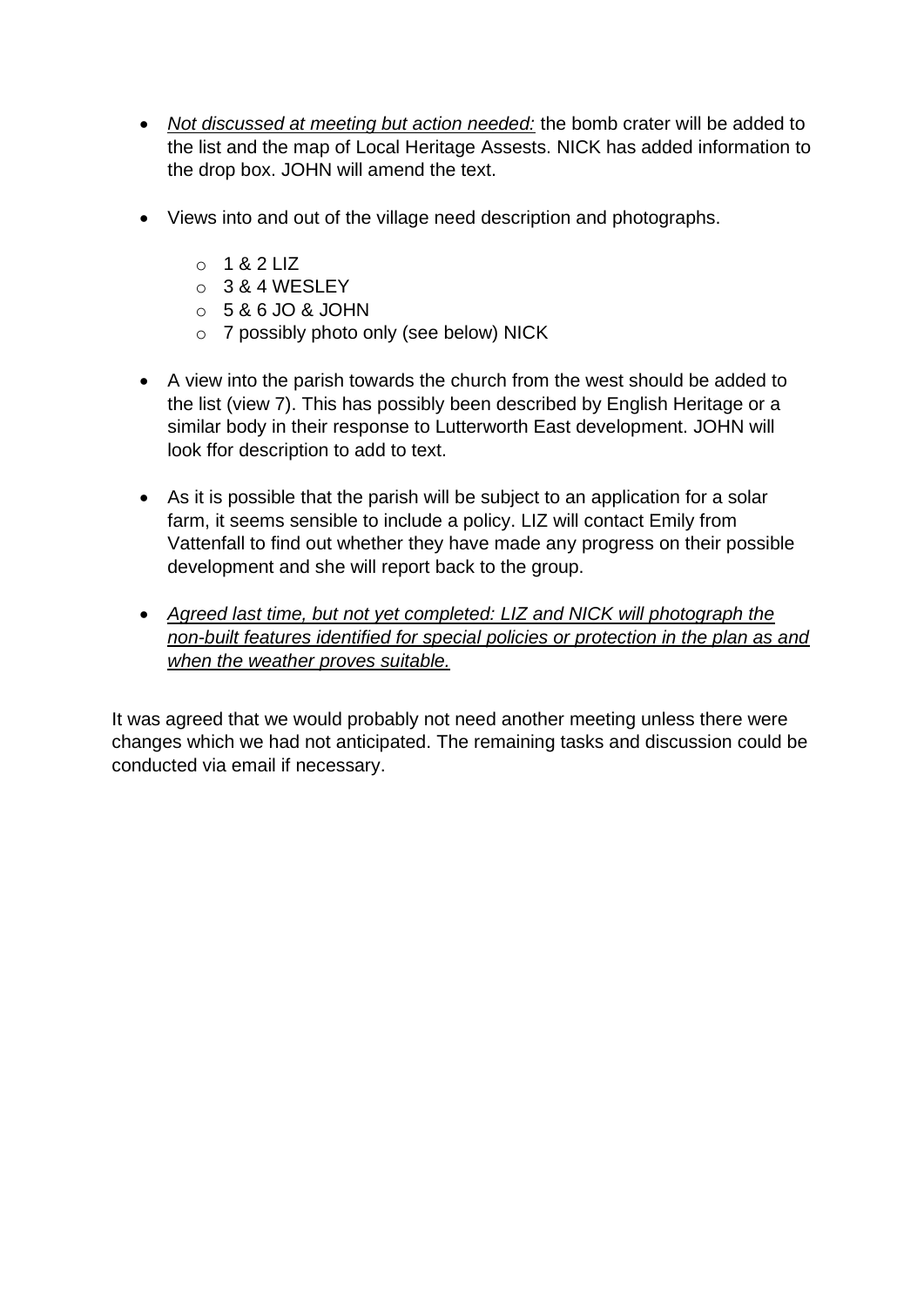- *Not discussed at meeting but action needed:* the bomb crater will be added to the list and the map of Local Heritage Assests. NICK has added information to the drop box. JOHN will amend the text.

- Views into and out of the village need description and photographs.

  - 1 & 2 LIZ
  - 3 & 4 WESLEY
  - 5 & 6 JO & JOHN
  - 7 possibly photo only (see below) NICK

- A view into the parish towards the church from the west should be added to the list (view 7). This has possibly been described by English Heritage or a similar body in their response to Lutterworth East development. JOHN will look ffor description to add to text.

- As it is possible that the parish will be subject to an application for a solar farm, it seems sensible to include a policy. LIZ will contact Emily from Vattenfall to find out whether they have made any progress on their possible development and she will report back to the group.

- *Agreed last time, but not yet completed: LIZ and NICK will photograph the non-built features identified for special policies or protection in the plan as and when the weather proves suitable.*

It was agreed that we would probably not need another meeting unless there were changes which we had not anticipated. The remaining tasks and discussion could be conducted via email if necessary.